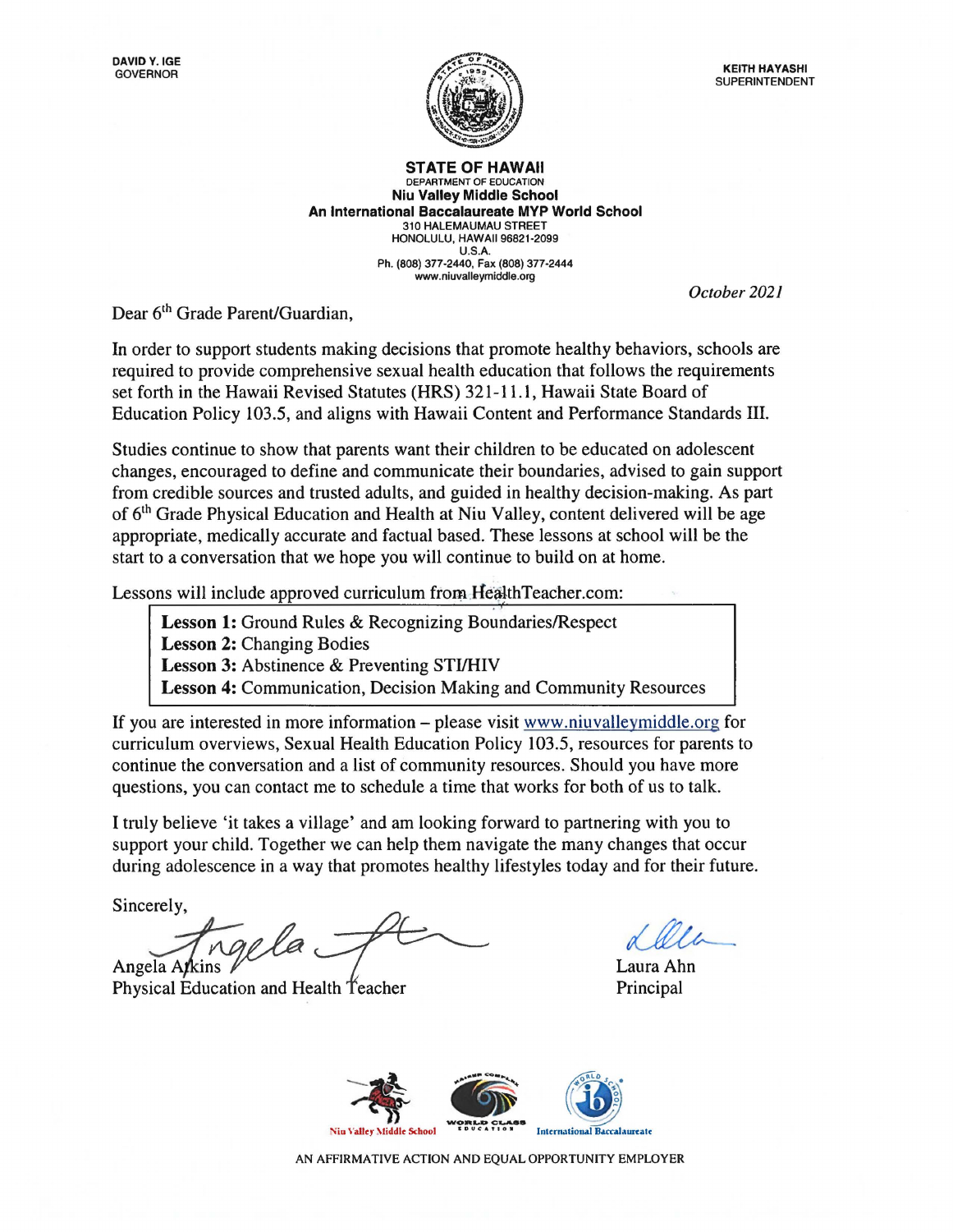DAVID Y. IGE
GOVERNOR

KEITH HAYASHI
SUPERINTENDENT

**STATE OF HAWAII**
DEPARTMENT OF EDUCATION
**Niu Valley Middle School**
**An International Baccalaureate MYP World School**
310 HALEMAUMAU STREET
HONOLULU, HAWAII 96821-2099
U.S.A.
Ph. (808) 377-2440, Fax (808) 377-2444
www.niuvalleymiddle.org

*October 2021*

Dear 6th Grade Parent/Guardian,

In order to support students making decisions that promote healthy behaviors, schools are required to provide comprehensive sexual health education that follows the requirements set forth in the Hawaii Revised Statutes (HRS) 321-11.1, Hawaii State Board of Education Policy 103.5, and aligns with Hawaii Content and Performance Standards III.

Studies continue to show that parents want their children to be educated on adolescent changes, encouraged to define and communicate their boundaries, advised to gain support from credible sources and trusted adults, and guided in healthy decision-making. As part of 6th Grade Physical Education and Health at Niu Valley, content delivered will be age appropriate, medically accurate and factual based. These lessons at school will be the start to a conversation that we hope you will continue to build on at home.

Lessons will include approved curriculum from HealthTeacher.com:

**Lesson 1:** Ground Rules & Recognizing Boundaries/Respect
**Lesson 2:** Changing Bodies
**Lesson 3:** Abstinence & Preventing STI/HIV
**Lesson 4:** Communication, Decision Making and Community Resources

If you are interested in more information – please visit www.niuvalleymiddle.org for curriculum overviews, Sexual Health Education Policy 103.5, resources for parents to continue the conversation and a list of community resources. Should you have more questions, you can contact me to schedule a time that works for both of us to talk.

I truly believe 'it takes a village' and am looking forward to partnering with you to support your child. Together we can help them navigate the many changes that occur during adolescence in a way that promotes healthy lifestyles today and for their future.

Sincerely,

Angela Atkins
Physical Education and Health Teacher

Laura Ahn
Principal

Niu Valley Middle School

WORLD CLASS EDUCATION

International Baccalaureate

AN AFFIRMATIVE ACTION AND EQUAL OPPORTUNITY EMPLOYER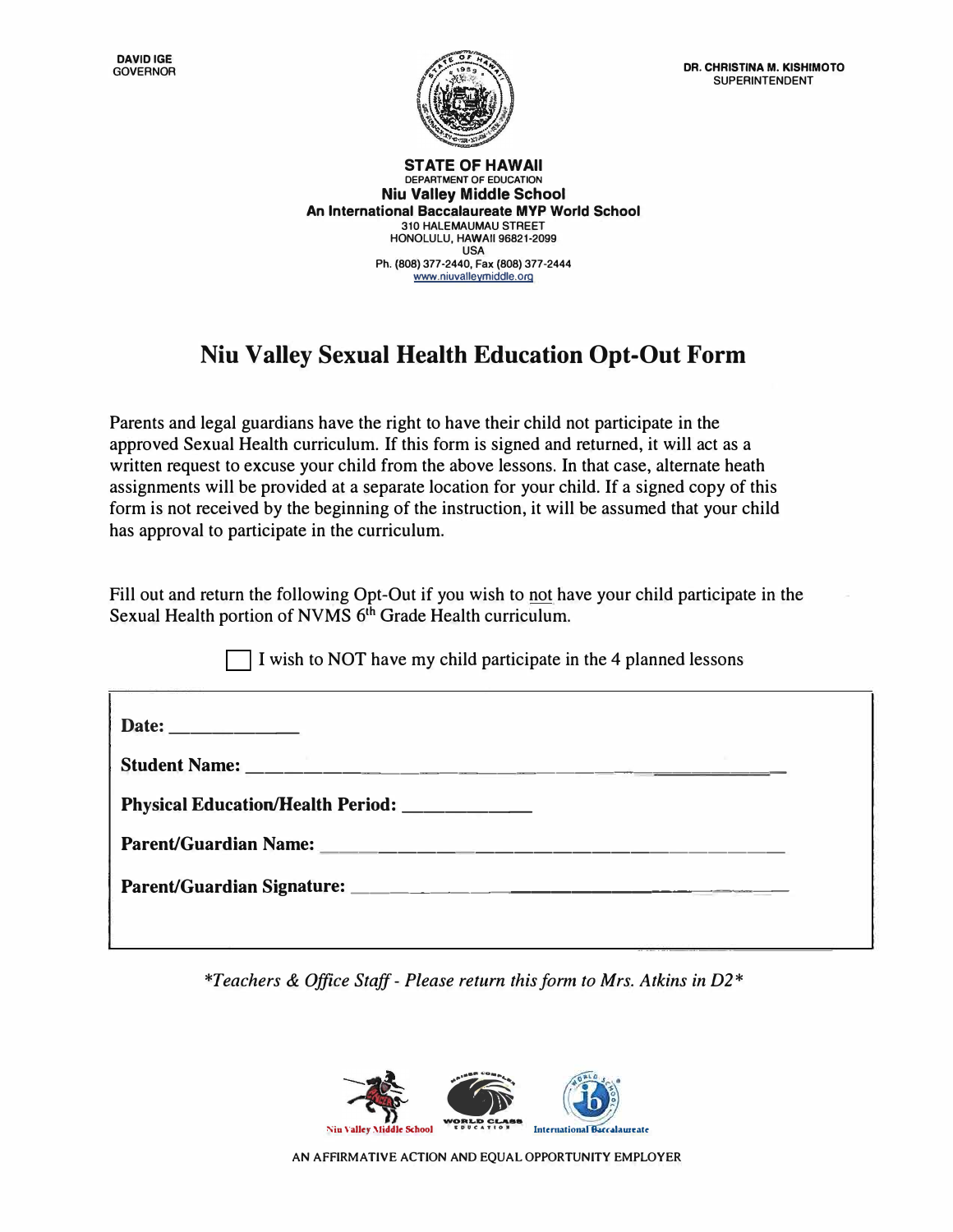DAVID IGE
GOVERNOR

DR. CHRISTINA M. KISHIMOTO
SUPERINTENDENT

**STATE OF HAWAII**
DEPARTMENT OF EDUCATION
**Niu Valley Middle School**
**An International Baccalaureate MYP World School**
310 HALEMAUMAU STREET
HONOLULU, HAWAII 96821-2099
USA
Ph. (808) 377-2440, Fax (808) 377-2444
www.niuvalleymiddle.org

# Niu Valley Sexual Health Education Opt-Out Form

Parents and legal guardians have the right to have their child not participate in the approved Sexual Health curriculum. If this form is signed and returned, it will act as a written request to excuse your child from the above lessons. In that case, alternate heath assignments will be provided at a separate location for your child. If a signed copy of this form is not received by the beginning of the instruction, it will be assumed that your child has approval to participate in the curriculum.

Fill out and return the following Opt-Out if you wish to not have your child participate in the Sexual Health portion of NVMS 6th Grade Health curriculum.

☐ I wish to NOT have my child participate in the 4 planned lessons

**Date:** ______________

**Student Name:** ____________________________________________

**Physical Education/Health Period:** ______________

**Parent/Guardian Name:** ____________________________________________

**Parent/Guardian Signature:** ____________________________________________

*\*Teachers & Office Staff - Please return this form to Mrs. Atkins in D2\**

Niu Valley Middle School
WORLD CLASS EDUCATION
International Baccalaureate

AN AFFIRMATIVE ACTION AND EQUAL OPPORTUNITY EMPLOYER